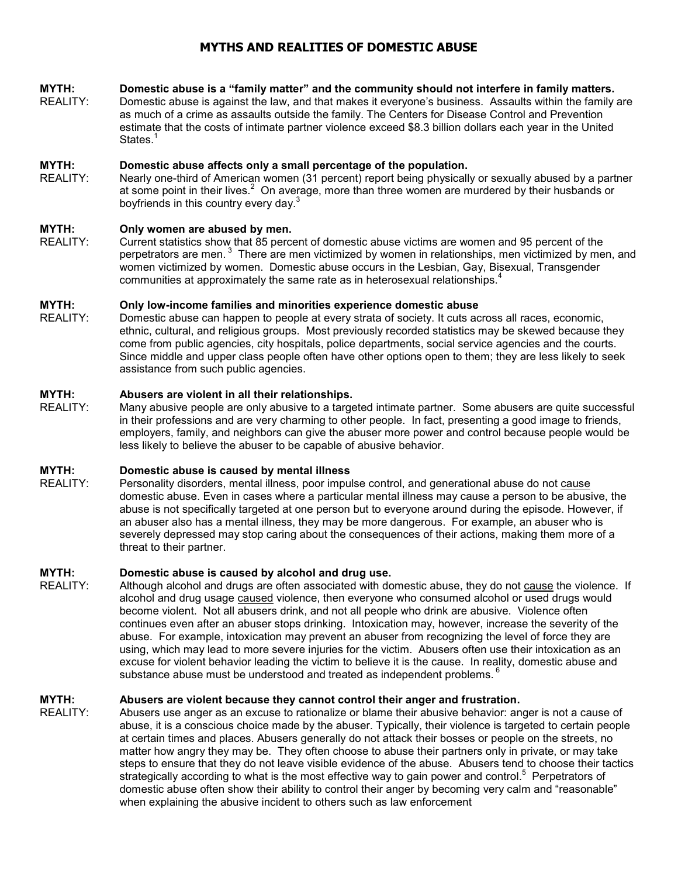# MYTHS AND REALITIES OF DOMESTIC ABUSE

**MYTH:** **Domestic abuse is a "family matter" and the community should not interfere in family matters.**
REALITY: Domestic abuse is against the law, and that makes it everyone's business. Assaults within the family are as much of a crime as assaults outside the family. The Centers for Disease Control and Prevention estimate that the costs of intimate partner violence exceed $8.3 billion dollars each year in the United States.[1]

**MYTH:** **Domestic abuse affects only a small percentage of the population.**
REALITY: Nearly one-third of American women (31 percent) report being physically or sexually abused by a partner at some point in their lives.[2] On average, more than three women are murdered by their husbands or boyfriends in this country every day.[3]

**MYTH:** **Only women are abused by men.**
REALITY: Current statistics show that 85 percent of domestic abuse victims are women and 95 percent of the perpetrators are men.[3] There are men victimized by women in relationships, men victimized by men, and women victimized by women. Domestic abuse occurs in the Lesbian, Gay, Bisexual, Transgender communities at approximately the same rate as in heterosexual relationships.[4]

**MYTH:** **Only low-income families and minorities experience domestic abuse**
REALITY: Domestic abuse can happen to people at every strata of society. It cuts across all races, economic, ethnic, cultural, and religious groups. Most previously recorded statistics may be skewed because they come from public agencies, city hospitals, police departments, social service agencies and the courts. Since middle and upper class people often have other options open to them; they are less likely to seek assistance from such public agencies.

**MYTH:** **Abusers are violent in all their relationships.**
REALITY: Many abusive people are only abusive to a targeted intimate partner. Some abusers are quite successful in their professions and are very charming to other people. In fact, presenting a good image to friends, employers, family, and neighbors can give the abuser more power and control because people would be less likely to believe the abuser to be capable of abusive behavior.

**MYTH:** **Domestic abuse is caused by mental illness**
REALITY: Personality disorders, mental illness, poor impulse control, and generational abuse do not cause domestic abuse. Even in cases where a particular mental illness may cause a person to be abusive, the abuse is not specifically targeted at one person but to everyone around during the episode. However, if an abuser also has a mental illness, they may be more dangerous. For example, an abuser who is severely depressed may stop caring about the consequences of their actions, making them more of a threat to their partner.

**MYTH:** **Domestic abuse is caused by alcohol and drug use.**
REALITY: Although alcohol and drugs are often associated with domestic abuse, they do not cause the violence. If alcohol and drug usage caused violence, then everyone who consumed alcohol or used drugs would become violent. Not all abusers drink, and not all people who drink are abusive. Violence often continues even after an abuser stops drinking. Intoxication may, however, increase the severity of the abuse. For example, intoxication may prevent an abuser from recognizing the level of force they are using, which may lead to more severe injuries for the victim. Abusers often use their intoxication as an excuse for violent behavior leading the victim to believe it is the cause. In reality, domestic abuse and substance abuse must be understood and treated as independent problems.[6]

**MYTH:** **Abusers are violent because they cannot control their anger and frustration.**
REALITY: Abusers use anger as an excuse to rationalize or blame their abusive behavior: anger is not a cause of abuse, it is a conscious choice made by the abuser. Typically, their violence is targeted to certain people at certain times and places. Abusers generally do not attack their bosses or people on the streets, no matter how angry they may be. They often choose to abuse their partners only in private, or may take steps to ensure that they do not leave visible evidence of the abuse. Abusers tend to choose their tactics strategically according to what is the most effective way to gain power and control.[5] Perpetrators of domestic abuse often show their ability to control their anger by becoming very calm and "reasonable" when explaining the abusive incident to others such as law enforcement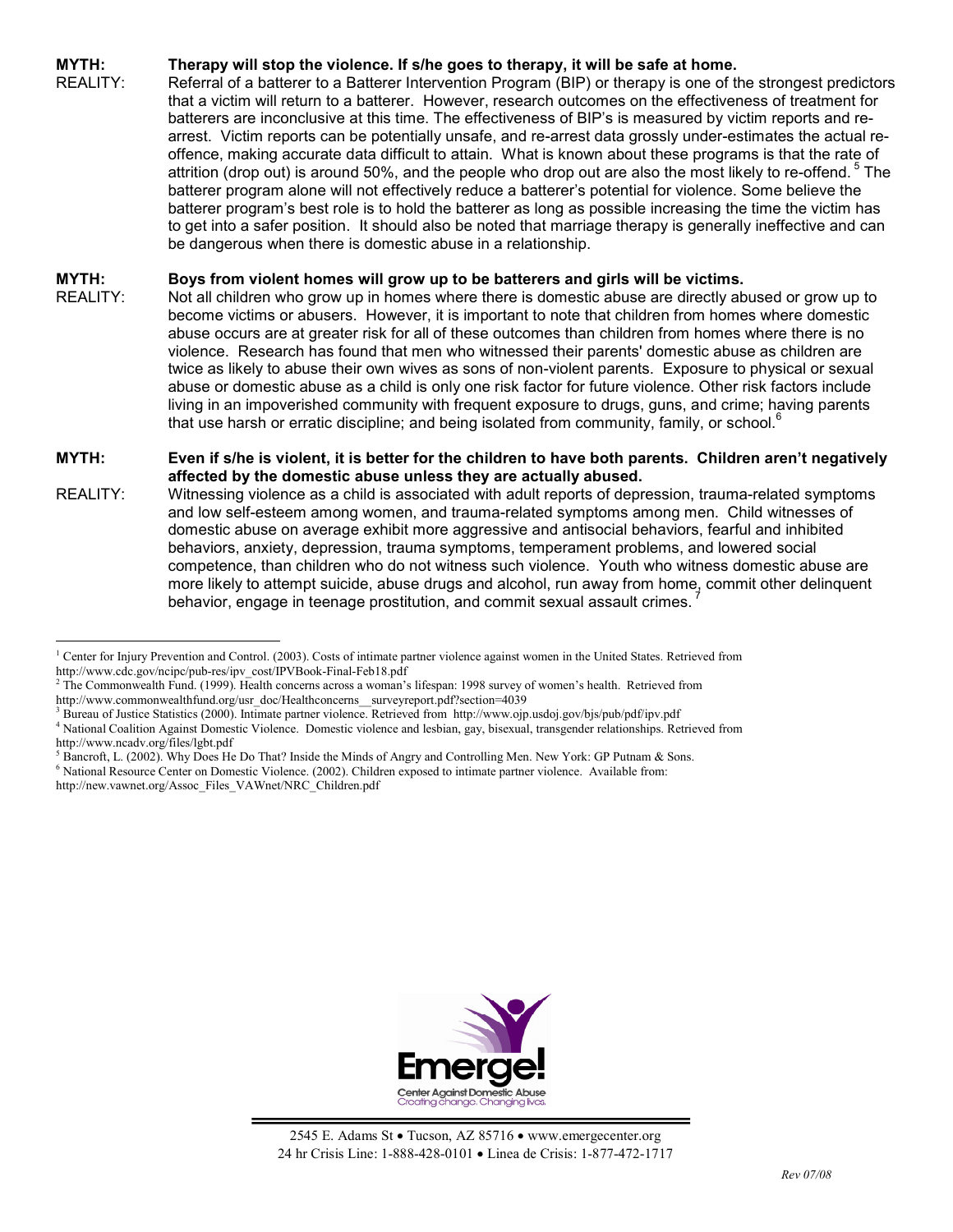**MYTH:** **Therapy will stop the violence. If s/he goes to therapy, it will be safe at home.**

REALITY: Referral of a batterer to a Batterer Intervention Program (BIP) or therapy is one of the strongest predictors that a victim will return to a batterer. However, research outcomes on the effectiveness of treatment for batterers are inconclusive at this time. The effectiveness of BIP's is measured by victim reports and re-arrest. Victim reports can be potentially unsafe, and re-arrest data grossly under-estimates the actual re-offence, making accurate data difficult to attain. What is known about these programs is that the rate of attrition (drop out) is around 50%, and the people who drop out are also the most likely to re-offend.[5] The batterer program alone will not effectively reduce a batterer's potential for violence. Some believe the batterer program's best role is to hold the batterer as long as possible increasing the time the victim has to get into a safer position. It should also be noted that marriage therapy is generally ineffective and can be dangerous when there is domestic abuse in a relationship.

**MYTH:** **Boys from violent homes will grow up to be batterers and girls will be victims.**

REALITY: Not all children who grow up in homes where there is domestic abuse are directly abused or grow up to become victims or abusers. However, it is important to note that children from homes where domestic abuse occurs are at greater risk for all of these outcomes than children from homes where there is no violence. Research has found that men who witnessed their parents' domestic abuse as children are twice as likely to abuse their own wives as sons of non-violent parents. Exposure to physical or sexual abuse or domestic abuse as a child is only one risk factor for future violence. Other risk factors include living in an impoverished community with frequent exposure to drugs, guns, and crime; having parents that use harsh or erratic discipline; and being isolated from community, family, or school.[6]

**MYTH:** **Even if s/he is violent, it is better for the children to have both parents. Children aren't negatively affected by the domestic abuse unless they are actually abused.**

REALITY: Witnessing violence as a child is associated with adult reports of depression, trauma-related symptoms and low self-esteem among women, and trauma-related symptoms among men. Child witnesses of domestic abuse on average exhibit more aggressive and antisocial behaviors, fearful and inhibited behaviors, anxiety, depression, trauma symptoms, temperament problems, and lowered social competence, than children who do not witness such violence. Youth who witness domestic abuse are more likely to attempt suicide, abuse drugs and alcohol, run away from home, commit other delinquent behavior, engage in teenage prostitution, and commit sexual assault crimes.[7]

---

[1] Center for Injury Prevention and Control. (2003). Costs of intimate partner violence against women in the United States. Retrieved from http://www.cdc.gov/ncipc/pub-res/ipv_cost/IPVBook-Final-Feb18.pdf

[2] The Commonwealth Fund. (1999). Health concerns across a woman's lifespan: 1998 survey of women's health. Retrieved from http://www.commonwealthfund.org/usr_doc/Healthconcerns__surveyreport.pdf?section=4039

[3] Bureau of Justice Statistics (2000). Intimate partner violence. Retrieved from http://www.ojp.usdoj.gov/bjs/pub/pdf/ipv.pdf

[4] National Coalition Against Domestic Violence. Domestic violence and lesbian, gay, bisexual, transgender relationships. Retrieved from http://www.ncadv.org/files/lgbt.pdf

[5] Bancroft, L. (2002). Why Does He Do That? Inside the Minds of Angry and Controlling Men. New York: GP Putnam & Sons.

[6] National Resource Center on Domestic Violence. (2002). Children exposed to intimate partner violence. Available from: http://new.vawnet.org/Assoc_Files_VAWnet/NRC_Children.pdf

Emerge! Center Against Domestic Abuse
Creating change. Changing lives.

2545 E. Adams St • Tucson, AZ 85716 • www.emergecenter.org
24 hr Crisis Line: 1-888-428-0101 • Linea de Crisis: 1-877-472-1717

*Rev 07/08*